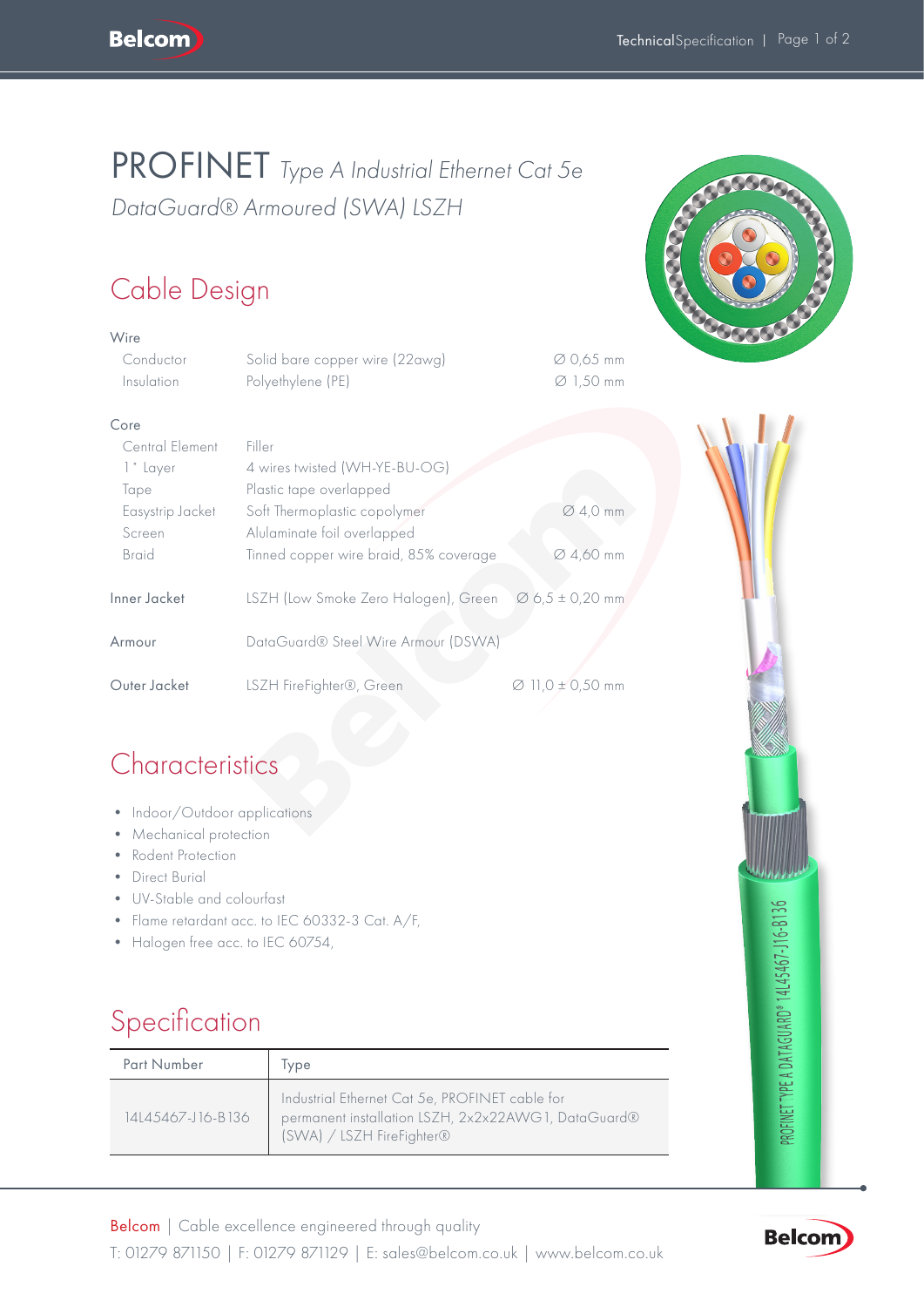# PROFINET *Type A Industrial Ethernet Cat 5e*

*DataGuard® Armoured (SWA) LSZH*

## Cable Design

| | | |
|---|---|---|
| **Wire** | | |
| Conductor | Solid bare copper wire (22awg) | ∅ 0,65 mm |
| Insulation | Polyethylene (PE) | ∅ 1,50 mm |
| **Core** | | |
| Central Element | Filler | |
| 1° Layer | 4 wires twisted (WH-YE-BU-OG) | |
| Tape | Plastic tape overlapped | |
| Easystrip Jacket | Soft Thermoplastic copolymer | ∅ 4,0 mm |
| Screen | Alulaminate foil overlapped | |
| Braid | Tinned copper wire braid, 85% coverage | ∅ 4,60 mm |
| Inner Jacket | LSZH (Low Smoke Zero Halogen), Green | ∅ 6,5 ± 0,20 mm |
| Armour | DataGuard® Steel Wire Armour (DSWA) | |
| Outer Jacket | LSZH FireFighter®, Green | ∅ 11,0 ± 0,50 mm |

## Characteristics

- Indoor/Outdoor applications
- Mechanical protection
- Rodent Protection
- Direct Burial
- UV-Stable and colourfast
- Flame retardant acc. to IEC 60332-3 Cat. A/F,
- Halogen free acc. to IEC 60754,

## Specification

| Part Number | Type |
|---|---|
| 14L45467-J16-B136 | Industrial Ethernet Cat 5e, PROFINET cable for permanent installation LSZH, 2x2x22AWG1, DataGuard® (SWA) / LSZH FireFighter® |

PROFINET TYPE A DATAGUARD® 14L45467-J16-B136

Belcom | Cable excellence engineered through quality

T: 01279 871150 | F: 01279 871129 | E: sales@belcom.co.uk | www.belcom.co.uk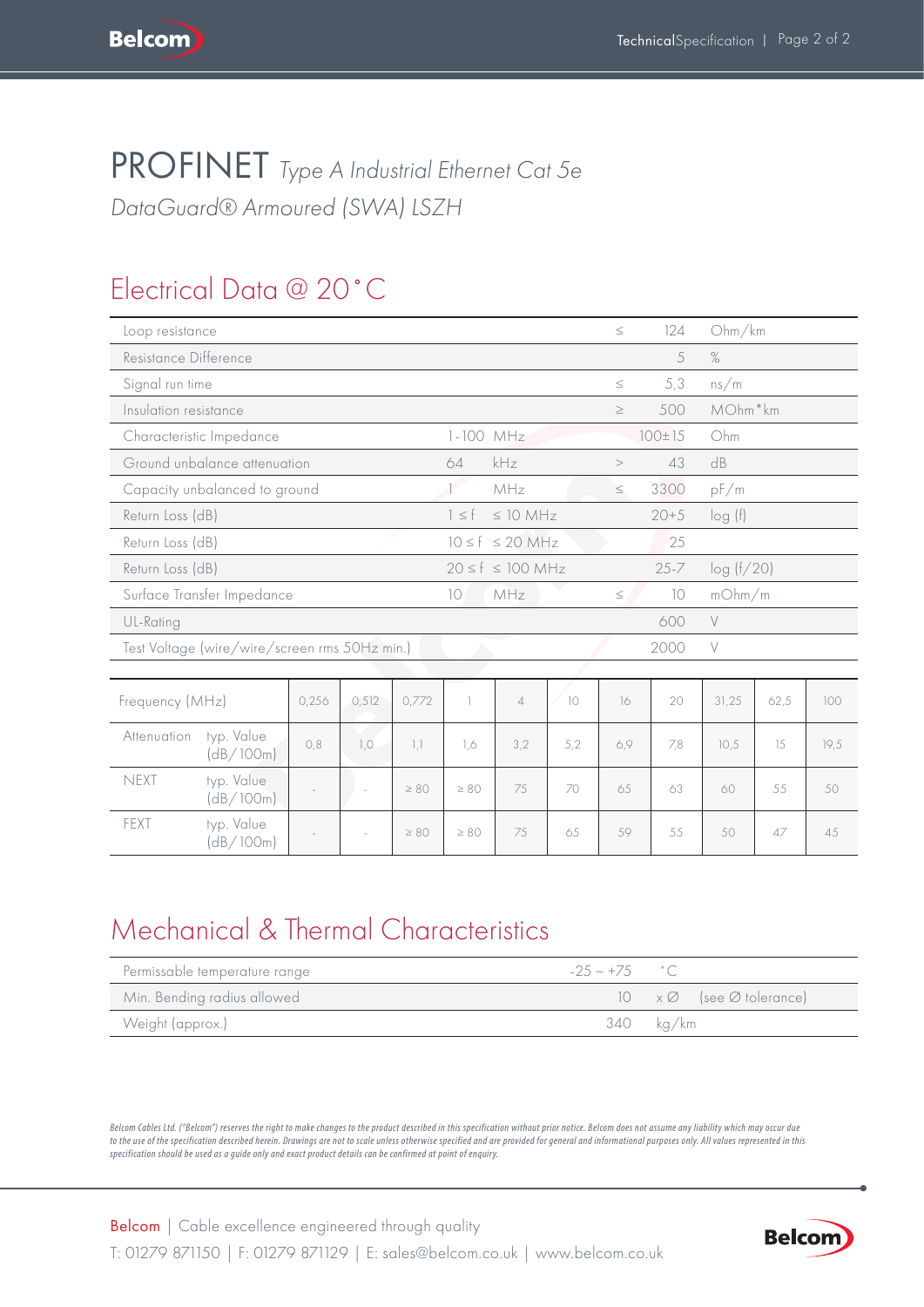# PROFINET *Type A Industrial Ethernet Cat 5e*

*DataGuard® Armoured (SWA) LSZH*

## Electrical Data @ 20˚C

| | | | | | |
|---|---|---|---|---|---|
| Loop resistance | | | ≤ | 124 | Ohm/km |
| Resistance Difference | | | | 5 | % |
| Signal run time | | | ≤ | 5,3 | ns/m |
| Insulation resistance | | | ≥ | 500 | MOhm*km |
| Characteristic Impedance | 1-100 | MHz | | 100±15 | Ohm |
| Ground unbalance attenuation | 64 | kHz | > | 43 | dB |
| Capacity unbalanced to ground | 1 | MHz | ≤ | 3300 | pF/m |
| Return Loss (dB) | 1 ≤ f | ≤ 10 MHz | | 20+5 | log (f) |
| Return Loss (dB) | 10 ≤ f | ≤ 20 MHz | | 25 | |
| Return Loss (dB) | 20 ≤ f | ≤ 100 MHz | | 25-7 | log (f/20) |
| Surface Transfer Impedance | 10 | MHz | ≤ | 10 | mOhm/m |
| UL-Rating | | | | 600 | V |
| Test Voltage (wire/wire/screen rms 50Hz min.) | | | | 2000 | V |

| Frequency (MHz) | | 0,256 | 0,512 | 0,772 | 1 | 4 | 10 | 16 | 20 | 31,25 | 62,5 | 100 |
|---|---|---|---|---|---|---|---|---|---|---|---|---|
| Attenuation | typ. Value (dB/100m) | 0,8 | 1,0 | 1,1 | 1,6 | 3,2 | 5,2 | 6,9 | 7,8 | 10,5 | 15 | 19,5 |
| NEXT | typ. Value (dB/100m) | - | - | ≥ 80 | ≥ 80 | 75 | 70 | 65 | 63 | 60 | 55 | 50 |
| FEXT | typ. Value (dB/100m) | - | - | ≥ 80 | ≥ 80 | 75 | 65 | 59 | 55 | 50 | 47 | 45 |

## Mechanical & Thermal Characteristics

| | | | |
|---|---|---|---|
| Permissable temperature range | -25 ~ +75 | ˚C | |
| Min. Bending radius allowed | 10 | x Ø | (see Ø tolerance) |
| Weight (approx.) | 340 | kg/km | |

*Belcom Cables Ltd. ("Belcom") reserves the right to make changes to the product described in this specification without prior notice. Belcom does not assume any liability which may occur due to the use of the specification described herein. Drawings are not to scale unless otherwise specified and are provided for general and informational purposes only. All values represented in this specification should be used as a guide only and exact product details can be confirmed at point of enquiry.*

Belcom | Cable excellence engineered through quality

T: 01279 871150 | F: 01279 871129 | E: sales@belcom.co.uk | www.belcom.co.uk